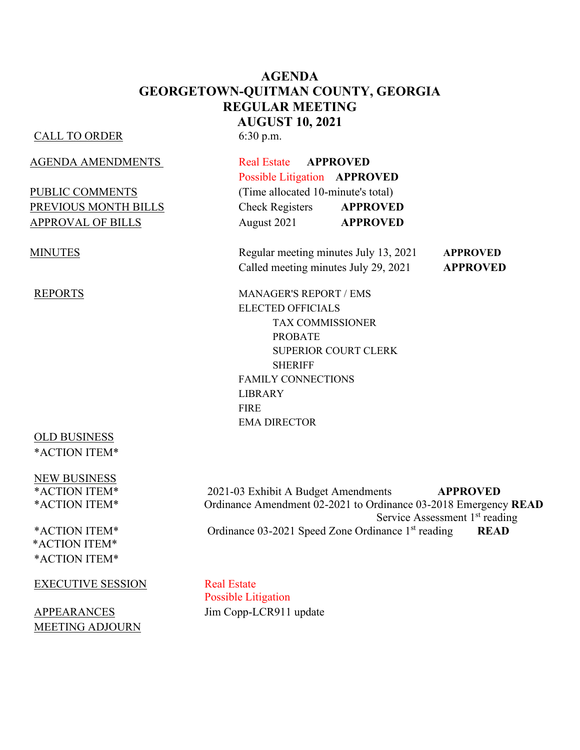# AGENDA
# GEORGETOWN-QUITMAN COUNTY, GEORGIA
## REGULAR MEETING
## AUGUST 10, 2021

CALL TO ORDER — 6:30 p.m.

AGENDA AMENDMENTS — Real Estate **APPROVED**
Possible Litigation **APPROVED**

PUBLIC COMMENTS — (Time allocated 10-minute's total)

PREVIOUS MONTH BILLS — Check Registers **APPROVED**

APPROVAL OF BILLS — August 2021 **APPROVED**

MINUTES — Regular meeting minutes July 13, 2021 **APPROVED**
Called meeting minutes July 29, 2021 **APPROVED**

REPORTS
- MANAGER'S REPORT / EMS
- ELECTED OFFICIALS
  - TAX COMMISSIONER
  - PROBATE
  - SUPERIOR COURT CLERK
  - SHERIFF
- FAMILY CONNECTIONS
- LIBRARY
- FIRE
- EMA DIRECTOR

OLD BUSINESS
*ACTION ITEM*

NEW BUSINESS
*ACTION ITEM* 2021-03 Exhibit A Budget Amendments **APPROVED**
*ACTION ITEM* Ordinance Amendment 02-2021 to Ordinance 03-2018 Emergency Service Assessment 1st reading **READ**
*ACTION ITEM* Ordinance 03-2021 Speed Zone Ordinance 1st reading **READ**
*ACTION ITEM*
*ACTION ITEM*

EXECUTIVE SESSION — Real Estate
Possible Litigation

APPEARANCES — Jim Copp-LCR911 update

MEETING ADJOURN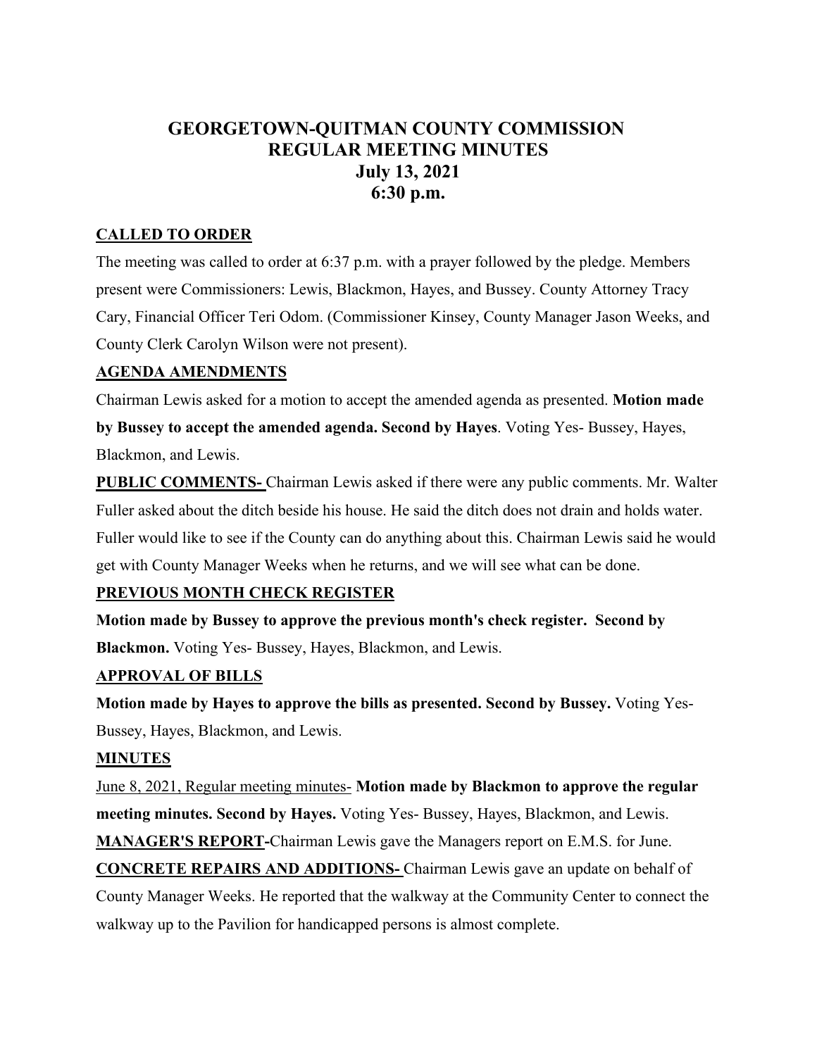# GEORGETOWN-QUITMAN COUNTY COMMISSION
# REGULAR MEETING MINUTES
# July 13, 2021
# 6:30 p.m.

**CALLED TO ORDER**

The meeting was called to order at 6:37 p.m. with a prayer followed by the pledge. Members present were Commissioners: Lewis, Blackmon, Hayes, and Bussey. County Attorney Tracy Cary, Financial Officer Teri Odom. (Commissioner Kinsey, County Manager Jason Weeks, and County Clerk Carolyn Wilson were not present).

**AGENDA AMENDMENTS**

Chairman Lewis asked for a motion to accept the amended agenda as presented. **Motion made by Bussey to accept the amended agenda. Second by Hayes**. Voting Yes- Bussey, Hayes, Blackmon, and Lewis.

**PUBLIC COMMENTS-** Chairman Lewis asked if there were any public comments. Mr. Walter Fuller asked about the ditch beside his house. He said the ditch does not drain and holds water. Fuller would like to see if the County can do anything about this. Chairman Lewis said he would get with County Manager Weeks when he returns, and we will see what can be done.

**PREVIOUS MONTH CHECK REGISTER**

**Motion made by Bussey to approve the previous month's check register. Second by Blackmon.** Voting Yes- Bussey, Hayes, Blackmon, and Lewis.

**APPROVAL OF BILLS**

**Motion made by Hayes to approve the bills as presented. Second by Bussey.** Voting Yes- Bussey, Hayes, Blackmon, and Lewis.

**MINUTES**

June 8, 2021, Regular meeting minutes- **Motion made by Blackmon to approve the regular meeting minutes. Second by Hayes.** Voting Yes- Bussey, Hayes, Blackmon, and Lewis.

**MANAGER'S REPORT-**Chairman Lewis gave the Managers report on E.M.S. for June.

**CONCRETE REPAIRS AND ADDITIONS-** Chairman Lewis gave an update on behalf of County Manager Weeks. He reported that the walkway at the Community Center to connect the walkway up to the Pavilion for handicapped persons is almost complete.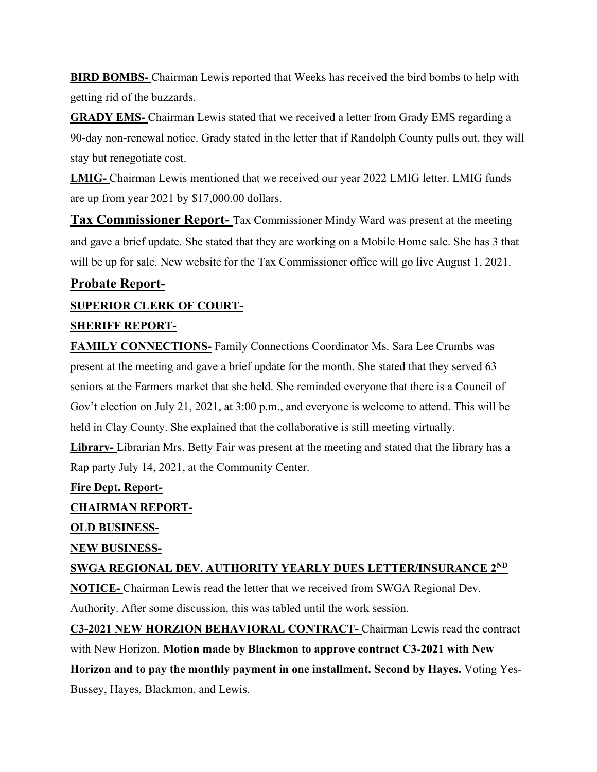**BIRD BOMBS-** Chairman Lewis reported that Weeks has received the bird bombs to help with getting rid of the buzzards.

**GRADY EMS-** Chairman Lewis stated that we received a letter from Grady EMS regarding a 90-day non-renewal notice. Grady stated in the letter that if Randolph County pulls out, they will stay but renegotiate cost.

**LMIG-** Chairman Lewis mentioned that we received our year 2022 LMIG letter. LMIG funds are up from year 2021 by $17,000.00 dollars.

**Tax Commissioner Report-** Tax Commissioner Mindy Ward was present at the meeting and gave a brief update. She stated that they are working on a Mobile Home sale. She has 3 that will be up for sale. New website for the Tax Commissioner office will go live August 1, 2021.

**Probate Report-**

**SUPERIOR CLERK OF COURT-**

**SHERIFF REPORT-**

**FAMILY CONNECTIONS-** Family Connections Coordinator Ms. Sara Lee Crumbs was present at the meeting and gave a brief update for the month. She stated that they served 63 seniors at the Farmers market that she held. She reminded everyone that there is a Council of Gov't election on July 21, 2021, at 3:00 p.m., and everyone is welcome to attend. This will be held in Clay County. She explained that the collaborative is still meeting virtually.

**Library-** Librarian Mrs. Betty Fair was present at the meeting and stated that the library has a Rap party July 14, 2021, at the Community Center.

**Fire Dept. Report-**

**CHAIRMAN REPORT-**

**OLD BUSINESS-**

**NEW BUSINESS-**

**SWGA REGIONAL DEV. AUTHORITY YEARLY DUES LETTER/INSURANCE 2ND NOTICE-** Chairman Lewis read the letter that we received from SWGA Regional Dev. Authority. After some discussion, this was tabled until the work session.

**C3-2021 NEW HORZION BEHAVIORAL CONTRACT-** Chairman Lewis read the contract with New Horizon. **Motion made by Blackmon to approve contract C3-2021 with New Horizon and to pay the monthly payment in one installment. Second by Hayes.** Voting Yes-Bussey, Hayes, Blackmon, and Lewis.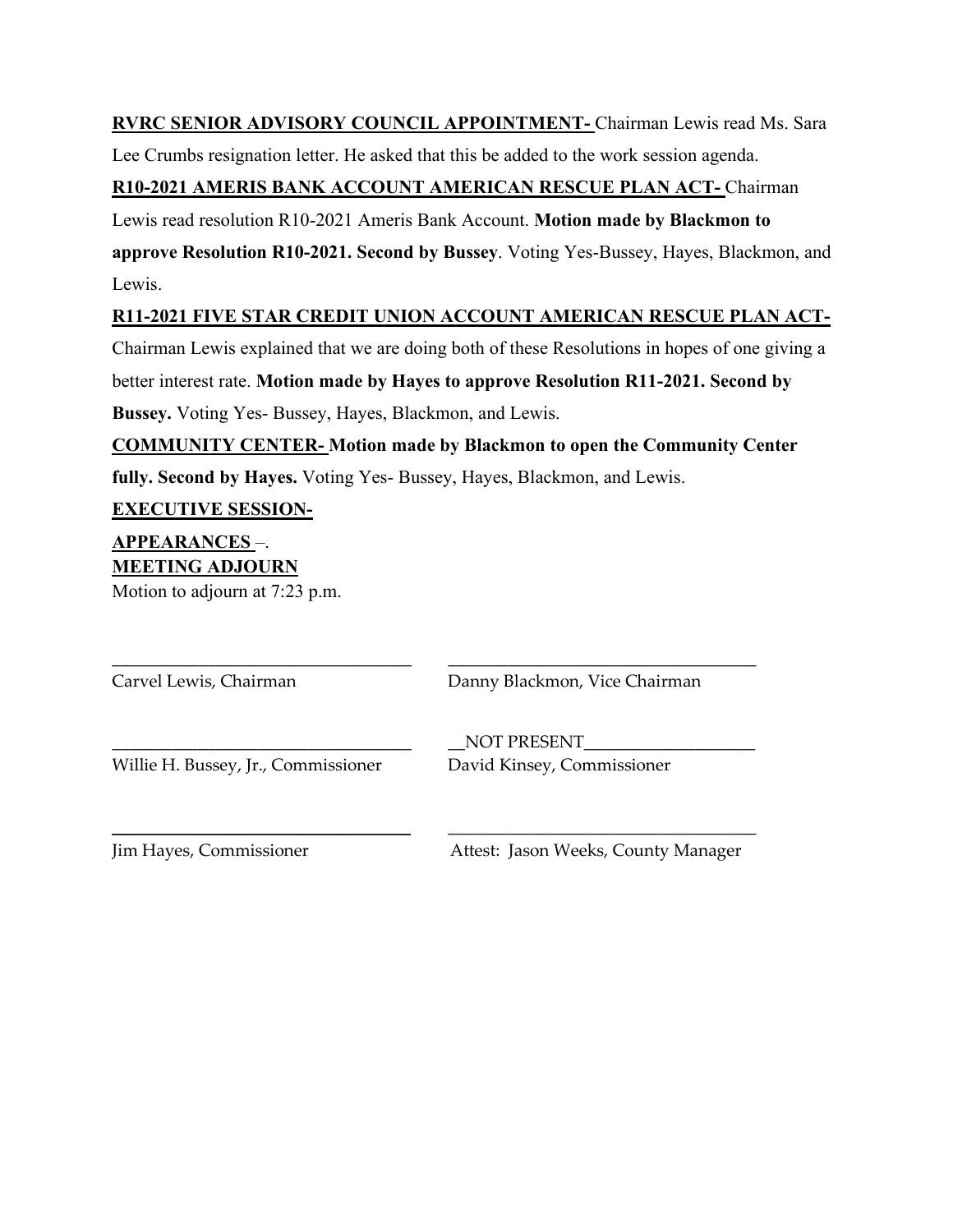**RVRC SENIOR ADVISORY COUNCIL APPOINTMENT-** Chairman Lewis read Ms. Sara Lee Crumbs resignation letter. He asked that this be added to the work session agenda.

**R10-2021 AMERIS BANK ACCOUNT AMERICAN RESCUE PLAN ACT-** Chairman Lewis read resolution R10-2021 Ameris Bank Account. **Motion made by Blackmon to approve Resolution R10-2021. Second by Bussey**. Voting Yes-Bussey, Hayes, Blackmon, and Lewis.

**R11-2021 FIVE STAR CREDIT UNION ACCOUNT AMERICAN RESCUE PLAN ACT-** Chairman Lewis explained that we are doing both of these Resolutions in hopes of one giving a better interest rate. **Motion made by Hayes to approve Resolution R11-2021. Second by Bussey.** Voting Yes- Bussey, Hayes, Blackmon, and Lewis.

**COMMUNITY CENTER- Motion made by Blackmon to open the Community Center fully. Second by Hayes.** Voting Yes- Bussey, Hayes, Blackmon, and Lewis.

**EXECUTIVE SESSION-**

**APPEARANCES** –.

**MEETING ADJOURN**

Motion to adjourn at 7:23 p.m.

| | |
|---|---|
| ______________________________ | ______________________________ |
| Carvel Lewis, Chairman | Danny Blackmon, Vice Chairman |
| ______________________________ | __NOT PRESENT__________________ |
| Willie H. Bussey, Jr., Commissioner | David Kinsey, Commissioner |
| ______________________________ | ______________________________ |
| Jim Hayes, Commissioner | Attest: Jason Weeks, County Manager |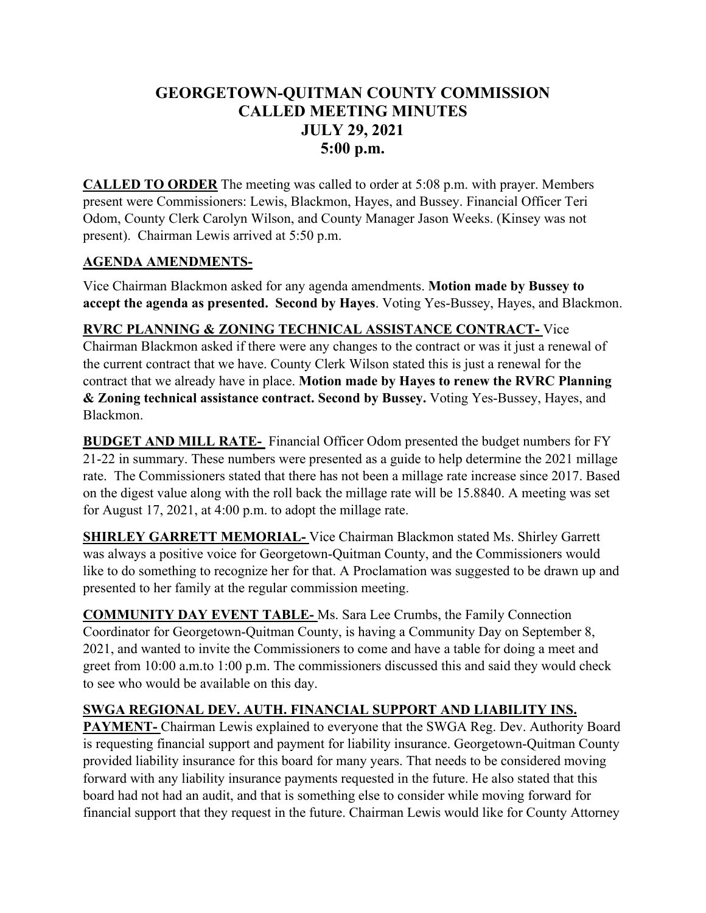# GEORGETOWN-QUITMAN COUNTY COMMISSION
# CALLED MEETING MINUTES
# JULY 29, 2021
# 5:00 p.m.

**CALLED TO ORDER** The meeting was called to order at 5:08 p.m. with prayer. Members present were Commissioners: Lewis, Blackmon, Hayes, and Bussey. Financial Officer Teri Odom, County Clerk Carolyn Wilson, and County Manager Jason Weeks. (Kinsey was not present). Chairman Lewis arrived at 5:50 p.m.

**AGENDA AMENDMENTS-**

Vice Chairman Blackmon asked for any agenda amendments. **Motion made by Bussey to accept the agenda as presented. Second by Hayes**. Voting Yes-Bussey, Hayes, and Blackmon.

**RVRC PLANNING & ZONING TECHNICAL ASSISTANCE CONTRACT-** Vice Chairman Blackmon asked if there were any changes to the contract or was it just a renewal of the current contract that we have. County Clerk Wilson stated this is just a renewal for the contract that we already have in place. **Motion made by Hayes to renew the RVRC Planning & Zoning technical assistance contract. Second by Bussey.** Voting Yes-Bussey, Hayes, and Blackmon.

**BUDGET AND MILL RATE-** Financial Officer Odom presented the budget numbers for FY 21-22 in summary. These numbers were presented as a guide to help determine the 2021 millage rate. The Commissioners stated that there has not been a millage rate increase since 2017. Based on the digest value along with the roll back the millage rate will be 15.8840. A meeting was set for August 17, 2021, at 4:00 p.m. to adopt the millage rate.

**SHIRLEY GARRETT MEMORIAL-** Vice Chairman Blackmon stated Ms. Shirley Garrett was always a positive voice for Georgetown-Quitman County, and the Commissioners would like to do something to recognize her for that. A Proclamation was suggested to be drawn up and presented to her family at the regular commission meeting.

**COMMUNITY DAY EVENT TABLE-** Ms. Sara Lee Crumbs, the Family Connection Coordinator for Georgetown-Quitman County, is having a Community Day on September 8, 2021, and wanted to invite the Commissioners to come and have a table for doing a meet and greet from 10:00 a.m.to 1:00 p.m. The commissioners discussed this and said they would check to see who would be available on this day.

**SWGA REGIONAL DEV. AUTH. FINANCIAL SUPPORT AND LIABILITY INS. PAYMENT-** Chairman Lewis explained to everyone that the SWGA Reg. Dev. Authority Board is requesting financial support and payment for liability insurance. Georgetown-Quitman County provided liability insurance for this board for many years. That needs to be considered moving forward with any liability insurance payments requested in the future. He also stated that this board had not had an audit, and that is something else to consider while moving forward for financial support that they request in the future. Chairman Lewis would like for County Attorney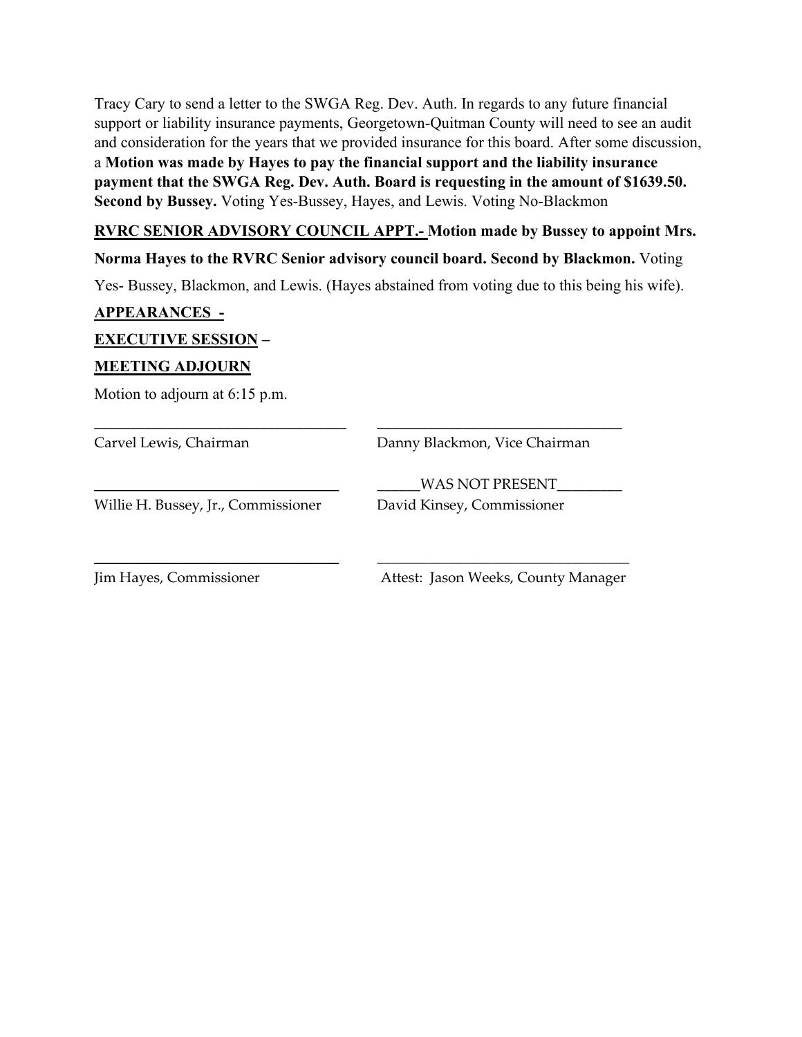Tracy Cary to send a letter to the SWGA Reg. Dev. Auth. In regards to any future financial support or liability insurance payments, Georgetown-Quitman County will need to see an audit and consideration for the years that we provided insurance for this board. After some discussion, a **Motion was made by Hayes to pay the financial support and the liability insurance payment that the SWGA Reg. Dev. Auth. Board is requesting in the amount of $1639.50. Second by Bussey.** Voting Yes-Bussey, Hayes, and Lewis. Voting No-Blackmon

**RVRC SENIOR ADVISORY COUNCIL APPT.- Motion made by Bussey to appoint Mrs. Norma Hayes to the RVRC Senior advisory council board. Second by Blackmon.** Voting Yes- Bussey, Blackmon, and Lewis. (Hayes abstained from voting due to this being his wife).

**APPEARANCES -**

**EXECUTIVE SESSION –**

**MEETING ADJOURN**

Motion to adjourn at 6:15 p.m.

\_\_\_\_\_\_\_\_\_\_\_\_\_\_\_\_\_\_\_\_\_\_\_\_\_\_\_\_\_\_\_\_\_\_
Carvel Lewis, Chairman

\_\_\_\_\_\_\_\_\_\_\_\_\_\_\_\_\_\_\_\_\_\_\_\_\_\_\_\_\_\_\_\_\_\_
Danny Blackmon, Vice Chairman

\_\_\_\_\_\_\_\_\_\_\_\_\_\_\_\_\_\_\_\_\_\_\_\_\_\_\_\_\_\_\_\_\_\_
Willie H. Bussey, Jr., Commissioner

\_\_\_\_\_\_WAS NOT PRESENT\_\_\_\_\_\_\_\_\_
David Kinsey, Commissioner

\_\_\_\_\_\_\_\_\_\_\_\_\_\_\_\_\_\_\_\_\_\_\_\_\_\_\_\_\_\_\_\_\_\_
Jim Hayes, Commissioner

\_\_\_\_\_\_\_\_\_\_\_\_\_\_\_\_\_\_\_\_\_\_\_\_\_\_\_\_\_\_\_\_\_\_
Attest: Jason Weeks, County Manager